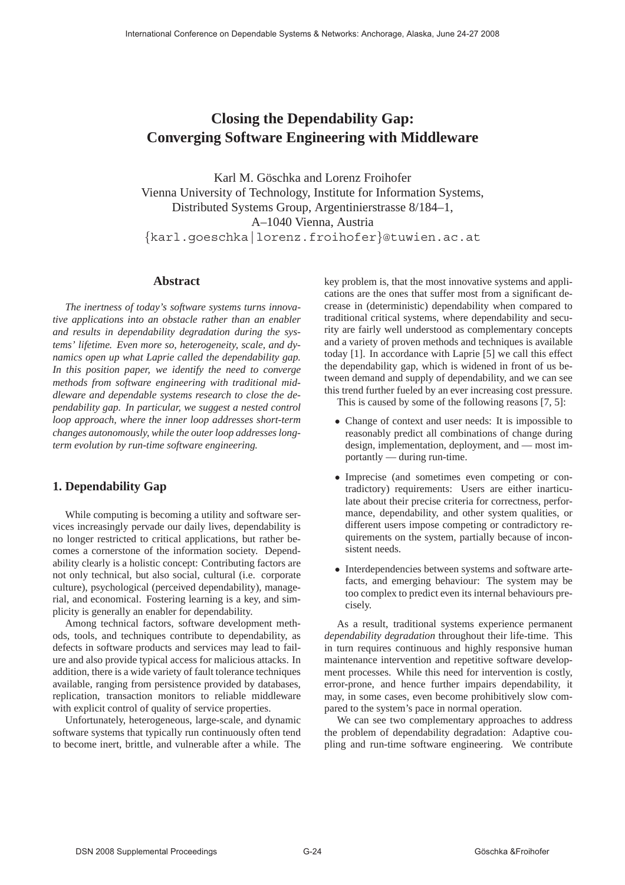# Closing the Dependability Gap: Converging Software Engineering with Middleware

Karl M. Göschka and Lorenz Froihofer
Vienna University of Technology, Institute for Information Systems,
Distributed Systems Group, Argentinierstrasse 8/184–1,
A–1040 Vienna, Austria
{karl.goeschka|lorenz.froihofer}@tuwien.ac.at

## Abstract

*The inertness of today's software systems turns innovative applications into an obstacle rather than an enabler and results in dependability degradation during the systems' lifetime. Even more so, heterogeneity, scale, and dynamics open up what Laprie called the dependability gap. In this position paper, we identify the need to converge methods from software engineering with traditional middleware and dependable systems research to close the dependability gap. In particular, we suggest a nested control loop approach, where the inner loop addresses short-term changes autonomously, while the outer loop addresses long-term evolution by run-time software engineering.*

## 1. Dependability Gap

While computing is becoming a utility and software services increasingly pervade our daily lives, dependability is no longer restricted to critical applications, but rather becomes a cornerstone of the information society. Dependability clearly is a holistic concept: Contributing factors are not only technical, but also social, cultural (i.e. corporate culture), psychological (perceived dependability), managerial, and economical. Fostering learning is a key, and simplicity is generally an enabler for dependability.

Among technical factors, software development methods, tools, and techniques contribute to dependability, as defects in software products and services may lead to failure and also provide typical access for malicious attacks. In addition, there is a wide variety of fault tolerance techniques available, ranging from persistence provided by databases, replication, transaction monitors to reliable middleware with explicit control of quality of service properties.

Unfortunately, heterogeneous, large-scale, and dynamic software systems that typically run continuously often tend to become inert, brittle, and vulnerable after a while. The key problem is, that the most innovative systems and applications are the ones that suffer most from a significant decrease in (deterministic) dependability when compared to traditional critical systems, where dependability and security are fairly well understood as complementary concepts and a variety of proven methods and techniques is available today [1]. In accordance with Laprie [5] we call this effect the dependability gap, which is widened in front of us between demand and supply of dependability, and we can see this trend further fueled by an ever increasing cost pressure.

This is caused by some of the following reasons [7, 5]:

- Change of context and user needs: It is impossible to reasonably predict all combinations of change during design, implementation, deployment, and — most importantly — during run-time.
- Imprecise (and sometimes even competing or contradictory) requirements: Users are either inarticulate about their precise criteria for correctness, performance, dependability, and other system qualities, or different users impose competing or contradictory requirements on the system, partially because of inconsistent needs.
- Interdependencies between systems and software artefacts, and emerging behaviour: The system may be too complex to predict even its internal behaviours precisely.

As a result, traditional systems experience permanent *dependability degradation* throughout their life-time. This in turn requires continuous and highly responsive human maintenance intervention and repetitive software development processes. While this need for intervention is costly, error-prone, and hence further impairs dependability, it may, in some cases, even become prohibitively slow compared to the system's pace in normal operation.

We can see two complementary approaches to address the problem of dependability degradation: Adaptive coupling and run-time software engineering. We contribute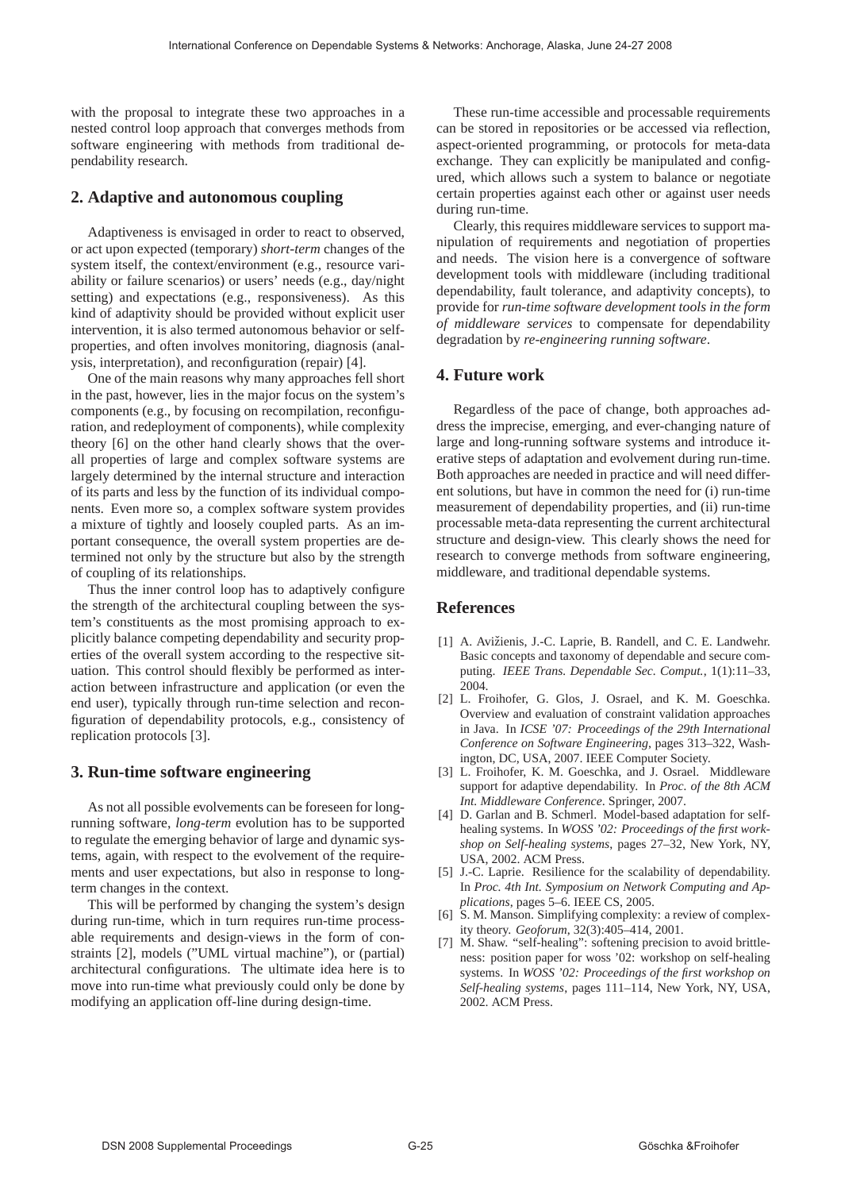with the proposal to integrate these two approaches in a nested control loop approach that converges methods from software engineering with methods from traditional dependability research.

## 2. Adaptive and autonomous coupling

Adaptiveness is envisaged in order to react to observed, or act upon expected (temporary) *short-term* changes of the system itself, the context/environment (e.g., resource variability or failure scenarios) or users' needs (e.g., day/night setting) and expectations (e.g., responsiveness). As this kind of adaptivity should be provided without explicit user intervention, it is also termed autonomous behavior or self-properties, and often involves monitoring, diagnosis (analysis, interpretation), and reconfiguration (repair) [4].

One of the main reasons why many approaches fell short in the past, however, lies in the major focus on the system's components (e.g., by focusing on recompilation, reconfiguration, and redeployment of components), while complexity theory [6] on the other hand clearly shows that the overall properties of large and complex software systems are largely determined by the internal structure and interaction of its parts and less by the function of its individual components. Even more so, a complex software system provides a mixture of tightly and loosely coupled parts. As an important consequence, the overall system properties are determined not only by the structure but also by the strength of coupling of its relationships.

Thus the inner control loop has to adaptively configure the strength of the architectural coupling between the system's constituents as the most promising approach to explicitly balance competing dependability and security properties of the overall system according to the respective situation. This control should flexibly be performed as interaction between infrastructure and application (or even the end user), typically through run-time selection and reconfiguration of dependability protocols, e.g., consistency of replication protocols [3].

## 3. Run-time software engineering

As not all possible evolvements can be foreseen for long-running software, *long-term* evolution has to be supported to regulate the emerging behavior of large and dynamic systems, again, with respect to the evolvement of the requirements and user expectations, but also in response to long-term changes in the context.

This will be performed by changing the system's design during run-time, which in turn requires run-time processable requirements and design-views in the form of constraints [2], models ("UML virtual machine"), or (partial) architectural configurations. The ultimate idea here is to move into run-time what previously could only be done by modifying an application off-line during design-time.

These run-time accessible and processable requirements can be stored in repositories or be accessed via reflection, aspect-oriented programming, or protocols for meta-data exchange. They can explicitly be manipulated and configured, which allows such a system to balance or negotiate certain properties against each other or against user needs during run-time.

Clearly, this requires middleware services to support manipulation of requirements and negotiation of properties and needs. The vision here is a convergence of software development tools with middleware (including traditional dependability, fault tolerance, and adaptivity concepts), to provide for *run-time software development tools in the form of middleware services* to compensate for dependability degradation by *re-engineering running software*.

## 4. Future work

Regardless of the pace of change, both approaches address the imprecise, emerging, and ever-changing nature of large and long-running software systems and introduce iterative steps of adaptation and evolvement during run-time. Both approaches are needed in practice and will need different solutions, but have in common the need for (i) run-time measurement of dependability properties, and (ii) run-time processable meta-data representing the current architectural structure and design-view. This clearly shows the need for research to converge methods from software engineering, middleware, and traditional dependable systems.

## References

[1] A. Avižienis, J.-C. Laprie, B. Randell, and C. E. Landwehr. Basic concepts and taxonomy of dependable and secure computing. *IEEE Trans. Dependable Sec. Comput.*, 1(1):11–33, 2004.

[2] L. Froihofer, G. Glos, J. Osrael, and K. M. Goeschka. Overview and evaluation of constraint validation approaches in Java. In *ICSE '07: Proceedings of the 29th International Conference on Software Engineering*, pages 313–322, Washington, DC, USA, 2007. IEEE Computer Society.

[3] L. Froihofer, K. M. Goeschka, and J. Osrael. Middleware support for adaptive dependability. In *Proc. of the 8th ACM Int. Middleware Conference*. Springer, 2007.

[4] D. Garlan and B. Schmerl. Model-based adaptation for self-healing systems. In *WOSS '02: Proceedings of the first workshop on Self-healing systems*, pages 27–32, New York, NY, USA, 2002. ACM Press.

[5] J.-C. Laprie. Resilience for the scalability of dependability. In *Proc. 4th Int. Symposium on Network Computing and Applications*, pages 5–6. IEEE CS, 2005.

[6] S. M. Manson. Simplifying complexity: a review of complexity theory. *Geoforum*, 32(3):405–414, 2001.

[7] M. Shaw. "self-healing": softening precision to avoid brittleness: position paper for woss '02: workshop on self-healing systems. In *WOSS '02: Proceedings of the first workshop on Self-healing systems*, pages 111–114, New York, NY, USA, 2002. ACM Press.